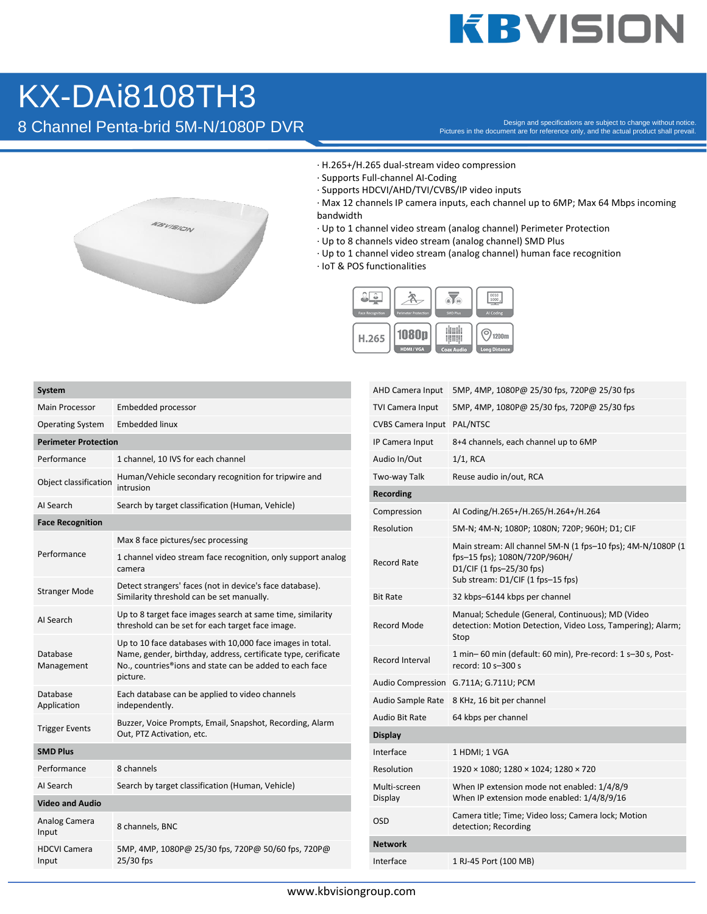# KX-DAi8108TH3

## 8 Channel Penta-brid 5M-N/1080P DVR

Design and specifications are subject to change without notice.
Pictures in the document are for reference only, and the actual product shall prevail.

· H.265+/H.265 dual-stream video compression
· Supports Full-channel AI-Coding
· Supports HDCVI/AHD/TVI/CVBS/IP video inputs
· Max 12 channels IP camera inputs, each channel up to 6MP; Max 64 Mbps incoming bandwidth
· Up to 1 channel video stream (analog channel) Perimeter Protection
· Up to 8 channels video stream (analog channel) SMD Plus
· Up to 1 channel video stream (analog channel) human face recognition
· IoT & POS functionalities

| **System** | |
|---|---|
| Main Processor | Embedded processor |
| Operating System | Embedded linux |
| **Perimeter Protection** | |
| Performance | 1 channel, 10 IVS for each channel |
| Object classification | Human/Vehicle secondary recognition for tripwire and intrusion |
| AI Search | Search by target classification (Human, Vehicle) |
| **Face Recognition** | |
| Performance | Max 8 face pictures/sec processing |
| | 1 channel video stream face recognition, only support analog camera |
| Stranger Mode | Detect strangers' faces (not in device's face database). Similarity threshold can be set manually. |
| AI Search | Up to 8 target face images search at same time, similarity threshold can be set for each target face image. |
| Database Management | Up to 10 face databases with 10,000 face images in total. Name, gender, birthday, address, certificate type, cerificate No., countries®ions and state can be added to each face picture. |
| Database Application | Each database can be applied to video channels independently. |
| Trigger Events | Buzzer, Voice Prompts, Email, Snapshot, Recording, Alarm Out, PTZ Activation, etc. |
| **SMD Plus** | |
| Performance | 8 channels |
| AI Search | Search by target classification (Human, Vehicle) |
| **Video and Audio** | |
| Analog Camera Input | 8 channels, BNC |
| HDCVI Camera Input | 5MP, 4MP, 1080P@ 25/30 fps, 720P@ 50/60 fps, 720P@ 25/30 fps |
| AHD Camera Input | 5MP, 4MP, 1080P@ 25/30 fps, 720P@ 25/30 fps |
| TVI Camera Input | 5MP, 4MP, 1080P@ 25/30 fps, 720P@ 25/30 fps |
| CVBS Camera Input | PAL/NTSC |
| IP Camera Input | 8+4 channels, each channel up to 6MP |
| Audio In/Out | 1/1, RCA |
| Two-way Talk | Reuse audio in/out, RCA |
| **Recording** | |
| Compression | AI Coding/H.265+/H.265/H.264+/H.264 |
| Resolution | 5M-N; 4M-N; 1080P; 1080N; 720P; 960H; D1; CIF |
| Record Rate | Main stream: All channel 5M-N (1 fps–10 fps); 4M-N/1080P (1 fps–15 fps); 1080N/720P/960H/ D1/CIF (1 fps–25/30 fps) Sub stream: D1/CIF (1 fps–15 fps) |
| Bit Rate | 32 kbps–6144 kbps per channel |
| Record Mode | Manual; Schedule (General, Continuous); MD (Video detection: Motion Detection, Video Loss, Tampering); Alarm; Stop |
| Record Interval | 1 min– 60 min (default: 60 min), Pre-record: 1 s–30 s, Post-record: 10 s–300 s |
| Audio Compression | G.711A; G.711U; PCM |
| Audio Sample Rate | 8 KHz, 16 bit per channel |
| Audio Bit Rate | 64 kbps per channel |
| **Display** | |
| Interface | 1 HDMI; 1 VGA |
| Resolution | 1920 × 1080; 1280 × 1024; 1280 × 720 |
| Multi-screen Display | When IP extension mode not enabled: 1/4/8/9 When IP extension mode enabled: 1/4/8/9/16 |
| OSD | Camera title; Time; Video loss; Camera lock; Motion detection; Recording |
| **Network** | |
| Interface | 1 RJ-45 Port (100 MB) |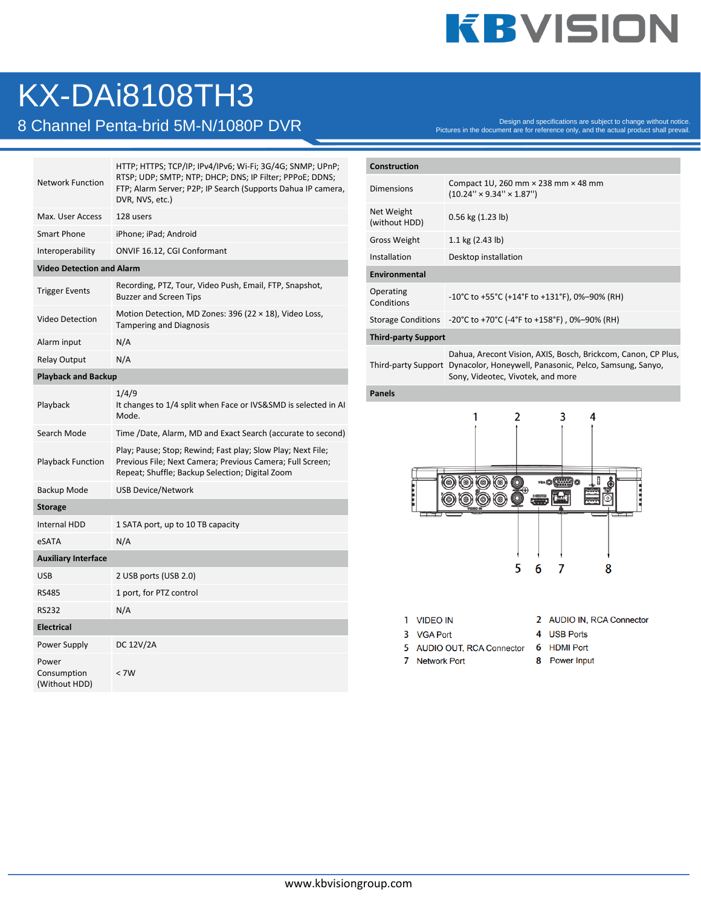# KX-DAi8108TH3

## 8 Channel Penta-brid 5M-N/1080P DVR

Design and specifications are subject to change without notice.
Pictures in the document are for reference only, and the actual product shall prevail.

| | |
|---|---|
| Network Function | HTTP; HTTPS; TCP/IP; IPv4/IPv6; Wi-Fi; 3G/4G; SNMP; UPnP; RTSP; UDP; SMTP; NTP; DHCP; DNS; IP Filter; PPPoE; DDNS; FTP; Alarm Server; P2P; IP Search (Supports Dahua IP camera, DVR, NVS, etc.) |
| Max. User Access | 128 users |
| Smart Phone | iPhone; iPad; Android |
| Interoperability | ONVIF 16.12, CGI Conformant |
| **Video Detection and Alarm** | |
| Trigger Events | Recording, PTZ, Tour, Video Push, Email, FTP, Snapshot, Buzzer and Screen Tips |
| Video Detection | Motion Detection, MD Zones: 396 (22 × 18), Video Loss, Tampering and Diagnosis |
| Alarm input | N/A |
| Relay Output | N/A |
| **Playback and Backup** | |
| Playback | 1/4/9<br>It changes to 1/4 split when Face or IVS&SMD is selected in AI Mode. |
| Search Mode | Time /Date, Alarm, MD and Exact Search (accurate to second) |
| Playback Function | Play; Pause; Stop; Rewind; Fast play; Slow Play; Next File; Previous File; Next Camera; Previous Camera; Full Screen; Repeat; Shuffle; Backup Selection; Digital Zoom |
| Backup Mode | USB Device/Network |
| **Storage** | |
| Internal HDD | 1 SATA port, up to 10 TB capacity |
| eSATA | N/A |
| **Auxiliary Interface** | |
| USB | 2 USB ports (USB 2.0) |
| RS485 | 1 port, for PTZ control |
| RS232 | N/A |
| **Electrical** | |
| Power Supply | DC 12V/2A |
| Power Consumption (Without HDD) | < 7W |

| | |
|---|---|
| **Construction** | |
| Dimensions | Compact 1U, 260 mm × 238 mm × 48 mm (10.24'' × 9.34'' × 1.87'') |
| Net Weight (without HDD) | 0.56 kg (1.23 lb) |
| Gross Weight | 1.1 kg (2.43 lb) |
| Installation | Desktop installation |
| **Environmental** | |
| Operating Conditions | -10°C to +55°C (+14°F to +131°F), 0%–90% (RH) |
| Storage Conditions | -20°C to +70°C (-4°F to +158°F) , 0%–90% (RH) |
| **Third-party Support** | |
| Third-party Support | Dahua, Arecont Vision, AXIS, Bosch, Brickcom, Canon, CP Plus, Dynacolor, Honeywell, Panasonic, Pelco, Samsung, Sanyo, Sony, Videotec, Vivotek, and more |
| **Panels** | |

1 2 3 4

5 6 7 8

1 VIDEO IN
2 AUDIO IN, RCA Connector
3 VGA Port
4 USB Ports
5 AUDIO OUT, RCA Connector
6 HDMI Port
7 Network Port
8 Power Input

www.kbvisiongroup.com